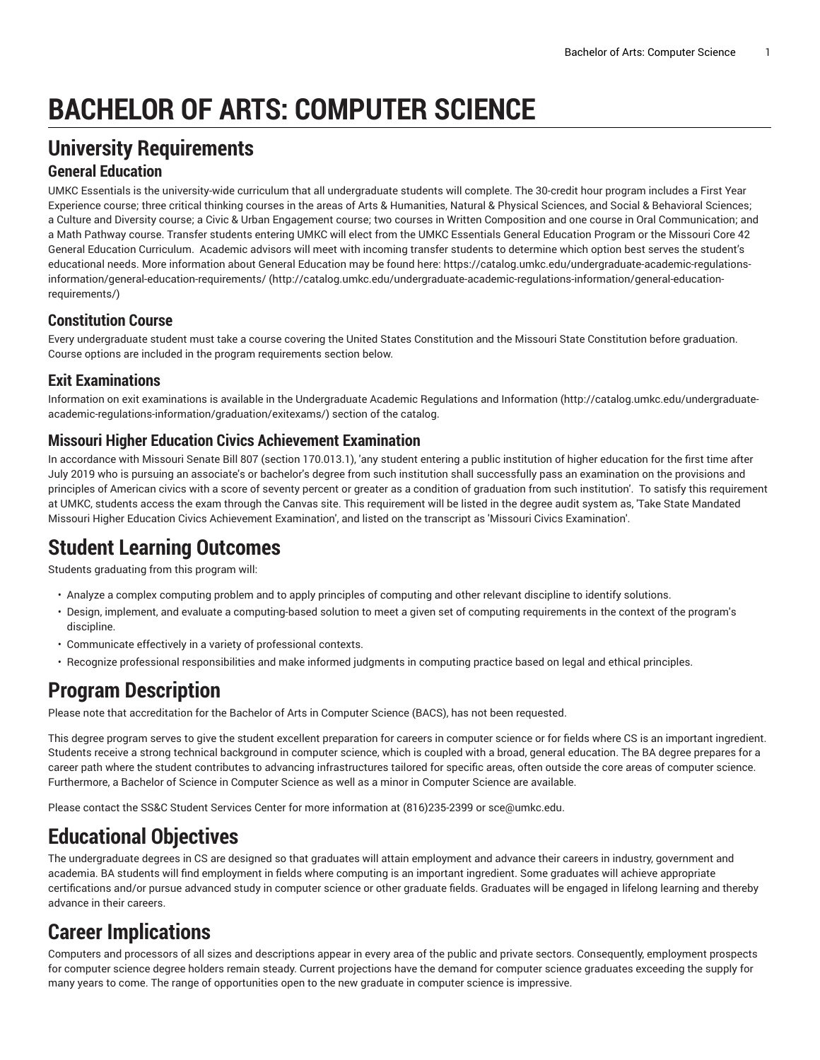# BACHELOR OF ARTS: COMPUTER SCIENCE

## University Requirements

### General Education

UMKC Essentials is the university-wide curriculum that all undergraduate students will complete. The 30-credit hour program includes a First Year Experience course; three critical thinking courses in the areas of Arts & Humanities, Natural & Physical Sciences, and Social & Behavioral Sciences; a Culture and Diversity course; a Civic & Urban Engagement course; two courses in Written Composition and one course in Oral Communication; and a Math Pathway course. Transfer students entering UMKC will elect from the UMKC Essentials General Education Program or the Missouri Core 42 General Education Curriculum. Academic advisors will meet with incoming transfer students to determine which option best serves the student's educational needs. More information about General Education may be found here: https://catalog.umkc.edu/undergraduate-academic-regulations-information/general-education-requirements/ (http://catalog.umkc.edu/undergraduate-academic-regulations-information/general-education-requirements/)

### Constitution Course

Every undergraduate student must take a course covering the United States Constitution and the Missouri State Constitution before graduation. Course options are included in the program requirements section below.

### Exit Examinations

Information on exit examinations is available in the Undergraduate Academic Regulations and Information (http://catalog.umkc.edu/undergraduate-academic-regulations-information/graduation/exitexams/) section of the catalog.

### Missouri Higher Education Civics Achievement Examination

In accordance with Missouri Senate Bill 807 (section 170.013.1), 'any student entering a public institution of higher education for the first time after July 2019 who is pursuing an associate's or bachelor's degree from such institution shall successfully pass an examination on the provisions and principles of American civics with a score of seventy percent or greater as a condition of graduation from such institution'. To satisfy this requirement at UMKC, students access the exam through the Canvas site. This requirement will be listed in the degree audit system as, 'Take State Mandated Missouri Higher Education Civics Achievement Examination', and listed on the transcript as 'Missouri Civics Examination'.

## Student Learning Outcomes

Students graduating from this program will:

- Analyze a complex computing problem and to apply principles of computing and other relevant discipline to identify solutions.
- Design, implement, and evaluate a computing-based solution to meet a given set of computing requirements in the context of the program's discipline.
- Communicate effectively in a variety of professional contexts.
- Recognize professional responsibilities and make informed judgments in computing practice based on legal and ethical principles.

## Program Description

Please note that accreditation for the Bachelor of Arts in Computer Science (BACS), has not been requested.

This degree program serves to give the student excellent preparation for careers in computer science or for fields where CS is an important ingredient. Students receive a strong technical background in computer science, which is coupled with a broad, general education. The BA degree prepares for a career path where the student contributes to advancing infrastructures tailored for specific areas, often outside the core areas of computer science. Furthermore, a Bachelor of Science in Computer Science as well as a minor in Computer Science are available.

Please contact the SS&C Student Services Center for more information at (816)235-2399 or sce@umkc.edu.

## Educational Objectives

The undergraduate degrees in CS are designed so that graduates will attain employment and advance their careers in industry, government and academia. BA students will find employment in fields where computing is an important ingredient. Some graduates will achieve appropriate certifications and/or pursue advanced study in computer science or other graduate fields. Graduates will be engaged in lifelong learning and thereby advance in their careers.

## Career Implications

Computers and processors of all sizes and descriptions appear in every area of the public and private sectors. Consequently, employment prospects for computer science degree holders remain steady. Current projections have the demand for computer science graduates exceeding the supply for many years to come. The range of opportunities open to the new graduate in computer science is impressive.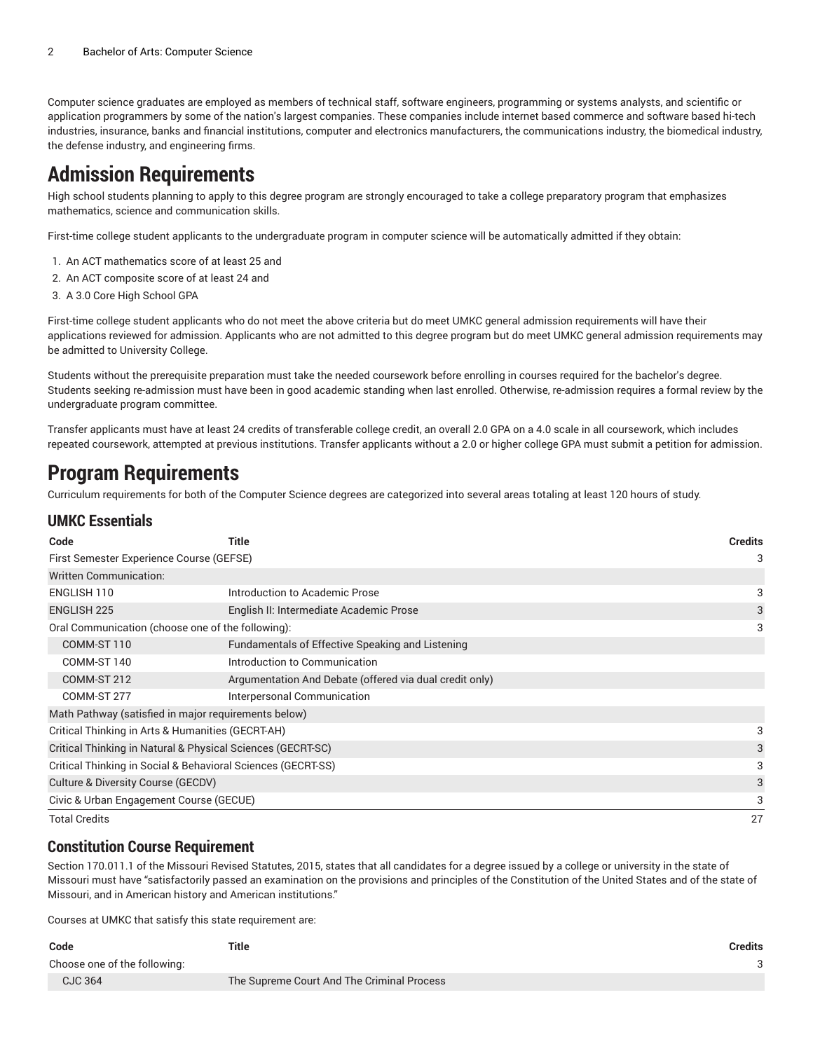Computer science graduates are employed as members of technical staff, software engineers, programming or systems analysts, and scientific or application programmers by some of the nation's largest companies. These companies include internet based commerce and software based hi-tech industries, insurance, banks and financial institutions, computer and electronics manufacturers, the communications industry, the biomedical industry, the defense industry, and engineering firms.

# Admission Requirements

High school students planning to apply to this degree program are strongly encouraged to take a college preparatory program that emphasizes mathematics, science and communication skills.

First-time college student applicants to the undergraduate program in computer science will be automatically admitted if they obtain:

1. An ACT mathematics score of at least 25 and
2. An ACT composite score of at least 24 and
3. A 3.0 Core High School GPA

First-time college student applicants who do not meet the above criteria but do meet UMKC general admission requirements will have their applications reviewed for admission. Applicants who are not admitted to this degree program but do meet UMKC general admission requirements may be admitted to University College.

Students without the prerequisite preparation must take the needed coursework before enrolling in courses required for the bachelor's degree. Students seeking re-admission must have been in good academic standing when last enrolled. Otherwise, re-admission requires a formal review by the undergraduate program committee.

Transfer applicants must have at least 24 credits of transferable college credit, an overall 2.0 GPA on a 4.0 scale in all coursework, which includes repeated coursework, attempted at previous institutions. Transfer applicants without a 2.0 or higher college GPA must submit a petition for admission.

# Program Requirements

Curriculum requirements for both of the Computer Science degrees are categorized into several areas totaling at least 120 hours of study.

## UMKC Essentials

| Code | Title | Credits |
|---|---|---|
| First Semester Experience Course (GEFSE) | | 3 |
| Written Communication: | | |
| ENGLISH 110 | Introduction to Academic Prose | 3 |
| ENGLISH 225 | English II: Intermediate Academic Prose | 3 |
| Oral Communication (choose one of the following): | | 3 |
| COMM-ST 110 | Fundamentals of Effective Speaking and Listening | |
| COMM-ST 140 | Introduction to Communication | |
| COMM-ST 212 | Argumentation And Debate (offered via dual credit only) | |
| COMM-ST 277 | Interpersonal Communication | |
| Math Pathway (satisfied in major requirements below) | | |
| Critical Thinking in Arts & Humanities (GECRT-AH) | | 3 |
| Critical Thinking in Natural & Physical Sciences (GECRT-SC) | | 3 |
| Critical Thinking in Social & Behavioral Sciences (GECRT-SS) | | 3 |
| Culture & Diversity Course (GECDV) | | 3 |
| Civic & Urban Engagement Course (GECUE) | | 3 |
| Total Credits | | 27 |

## Constitution Course Requirement

Section 170.011.1 of the Missouri Revised Statutes, 2015, states that all candidates for a degree issued by a college or university in the state of Missouri must have "satisfactorily passed an examination on the provisions and principles of the Constitution of the United States and of the state of Missouri, and in American history and American institutions."

Courses at UMKC that satisfy this state requirement are:

| Code | Title | Credits |
|---|---|---|
| Choose one of the following: | | 3 |
| CJC 364 | The Supreme Court And The Criminal Process | |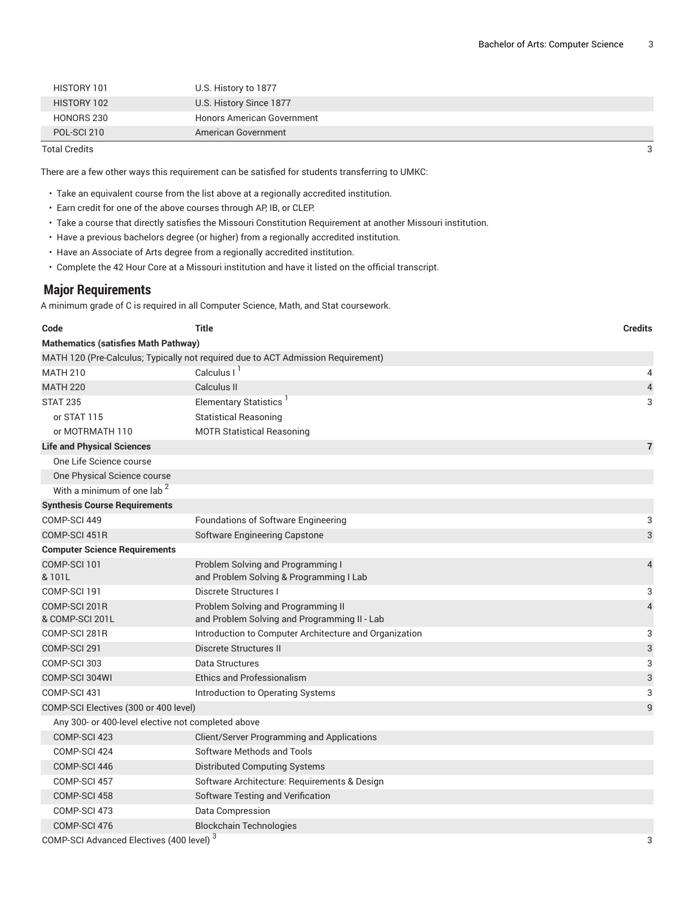| | | |
|---|---|---|
| HISTORY 101 | U.S. History to 1877 | |
| HISTORY 102 | U.S. History Since 1877 | |
| HONORS 230 | Honors American Government | |
| POL-SCI 210 | American Government | |
| Total Credits | | 3 |

There are a few other ways this requirement can be satisfied for students transferring to UMKC:

- Take an equivalent course from the list above at a regionally accredited institution.
- Earn credit for one of the above courses through AP, IB, or CLEP.
- Take a course that directly satisfies the Missouri Constitution Requirement at another Missouri institution.
- Have a previous bachelors degree (or higher) from a regionally accredited institution.
- Have an Associate of Arts degree from a regionally accredited institution.
- Complete the 42 Hour Core at a Missouri institution and have it listed on the official transcript.

## Major Requirements

A minimum grade of C is required in all Computer Science, Math, and Stat coursework.

| Code | Title | Credits |
|---|---|---|
| **Mathematics (satisfies Math Pathway)** | | |
| MATH 120 (Pre-Calculus; Typically not required due to ACT Admission Requirement) | | |
| MATH 210 | Calculus I [1] | 4 |
| MATH 220 | Calculus II | 4 |
| STAT 235 | Elementary Statistics [1] | 3 |
| or STAT 115 | Statistical Reasoning | |
| or MOTRMATH 110 | MOTR Statistical Reasoning | |
| **Life and Physical Sciences** | | **7** |
| One Life Science course | | |
| One Physical Science course | | |
| With a minimum of one lab [2] | | |
| **Synthesis Course Requirements** | | |
| COMP-SCI 449 | Foundations of Software Engineering | 3 |
| COMP-SCI 451R | Software Engineering Capstone | 3 |
| **Computer Science Requirements** | | |
| COMP-SCI 101 & 101L | Problem Solving and Programming I and Problem Solving & Programming I Lab | 4 |
| COMP-SCI 191 | Discrete Structures I | 3 |
| COMP-SCI 201R & COMP-SCI 201L | Problem Solving and Programming II and Problem Solving and Programming II - Lab | 4 |
| COMP-SCI 281R | Introduction to Computer Architecture and Organization | 3 |
| COMP-SCI 291 | Discrete Structures II | 3 |
| COMP-SCI 303 | Data Structures | 3 |
| COMP-SCI 304WI | Ethics and Professionalism | 3 |
| COMP-SCI 431 | Introduction to Operating Systems | 3 |
| COMP-SCI Electives (300 or 400 level) | | 9 |
| Any 300- or 400-level elective not completed above | | |
| COMP-SCI 423 | Client/Server Programming and Applications | |
| COMP-SCI 424 | Software Methods and Tools | |
| COMP-SCI 446 | Distributed Computing Systems | |
| COMP-SCI 457 | Software Architecture: Requirements & Design | |
| COMP-SCI 458 | Software Testing and Verification | |
| COMP-SCI 473 | Data Compression | |
| COMP-SCI 476 | Blockchain Technologies | |
| COMP-SCI Advanced Electives (400 level) [3] | | 3 |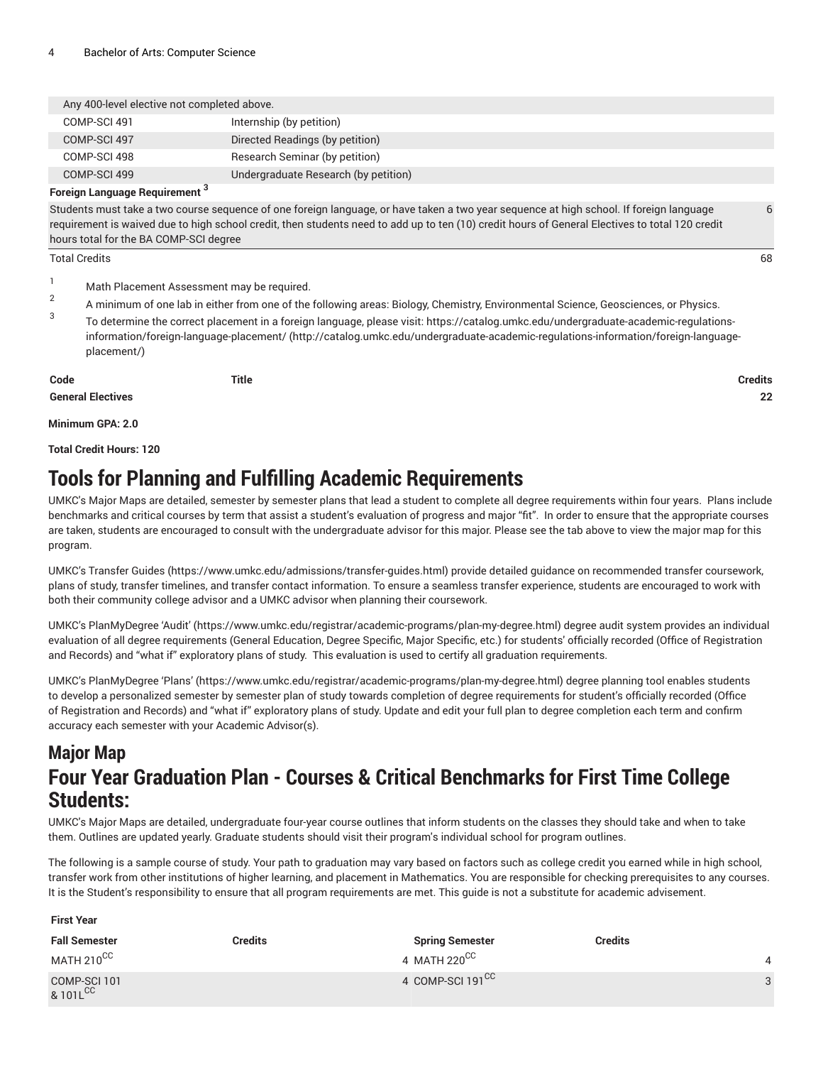| | | |
|---|---|---|
| Any 400-level elective not completed above. | | |
| COMP-SCI 491 | Internship (by petition) | |
| COMP-SCI 497 | Directed Readings (by petition) | |
| COMP-SCI 498 | Research Seminar (by petition) | |
| COMP-SCI 499 | Undergraduate Research (by petition) | |
| **Foreign Language Requirement [3]** | | |
| Students must take a two course sequence of one foreign language, or have taken a two year sequence at high school. If foreign language requirement is waived due to high school credit, then students need to add up to ten (10) credit hours of General Electives to total 120 credit hours total for the BA COMP-SCI degree | | 6 |
| Total Credits | | 68 |

1. Math Placement Assessment may be required.
2. A minimum of one lab in either from one of the following areas: Biology, Chemistry, Environmental Science, Geosciences, or Physics.
3. To determine the correct placement in a foreign language, please visit: https://catalog.umkc.edu/undergraduate-academic-regulations-information/foreign-language-placement/ (http://catalog.umkc.edu/undergraduate-academic-regulations-information/foreign-language-placement/)

| Code | Title | Credits |
|---|---|---|
| **General Electives** | | **22** |

**Minimum GPA: 2.0**

**Total Credit Hours: 120**

# Tools for Planning and Fulfilling Academic Requirements

UMKC's Major Maps are detailed, semester by semester plans that lead a student to complete all degree requirements within four years. Plans include benchmarks and critical courses by term that assist a student's evaluation of progress and major "fit". In order to ensure that the appropriate courses are taken, students are encouraged to consult with the undergraduate advisor for this major. Please see the tab above to view the major map for this program.

UMKC's Transfer Guides (https://www.umkc.edu/admissions/transfer-guides.html) provide detailed guidance on recommended transfer coursework, plans of study, transfer timelines, and transfer contact information. To ensure a seamless transfer experience, students are encouraged to work with both their community college advisor and a UMKC advisor when planning their coursework.

UMKC's PlanMyDegree 'Audit' (https://www.umkc.edu/registrar/academic-programs/plan-my-degree.html) degree audit system provides an individual evaluation of all degree requirements (General Education, Degree Specific, Major Specific, etc.) for students' officially recorded (Office of Registration and Records) and "what if" exploratory plans of study. This evaluation is used to certify all graduation requirements.

UMKC's PlanMyDegree 'Plans' (https://www.umkc.edu/registrar/academic-programs/plan-my-degree.html) degree planning tool enables students to develop a personalized semester by semester plan of study towards completion of degree requirements for student's officially recorded (Office of Registration and Records) and "what if" exploratory plans of study. Update and edit your full plan to degree completion each term and confirm accuracy each semester with your Academic Advisor(s).

## Major Map

# Four Year Graduation Plan - Courses & Critical Benchmarks for First Time College Students:

UMKC's Major Maps are detailed, undergraduate four-year course outlines that inform students on the classes they should take and when to take them. Outlines are updated yearly. Graduate students should visit their program's individual school for program outlines.

The following is a sample course of study. Your path to graduation may vary based on factors such as college credit you earned while in high school, transfer work from other institutions of higher learning, and placement in Mathematics. You are responsible for checking prerequisites to any courses. It is the Student's responsibility to ensure that all program requirements are met. This guide is not a substitute for academic advisement.

| **First Year** | | | |
|---|---|---|---|
| **Fall Semester** | **Credits** | **Spring Semester** | **Credits** |
| MATH 210 [CC] | 4 | MATH 220 [CC] | 4 |
| COMP-SCI 101 & 101L [CC] | 4 | COMP-SCI 191 [CC] | 3 |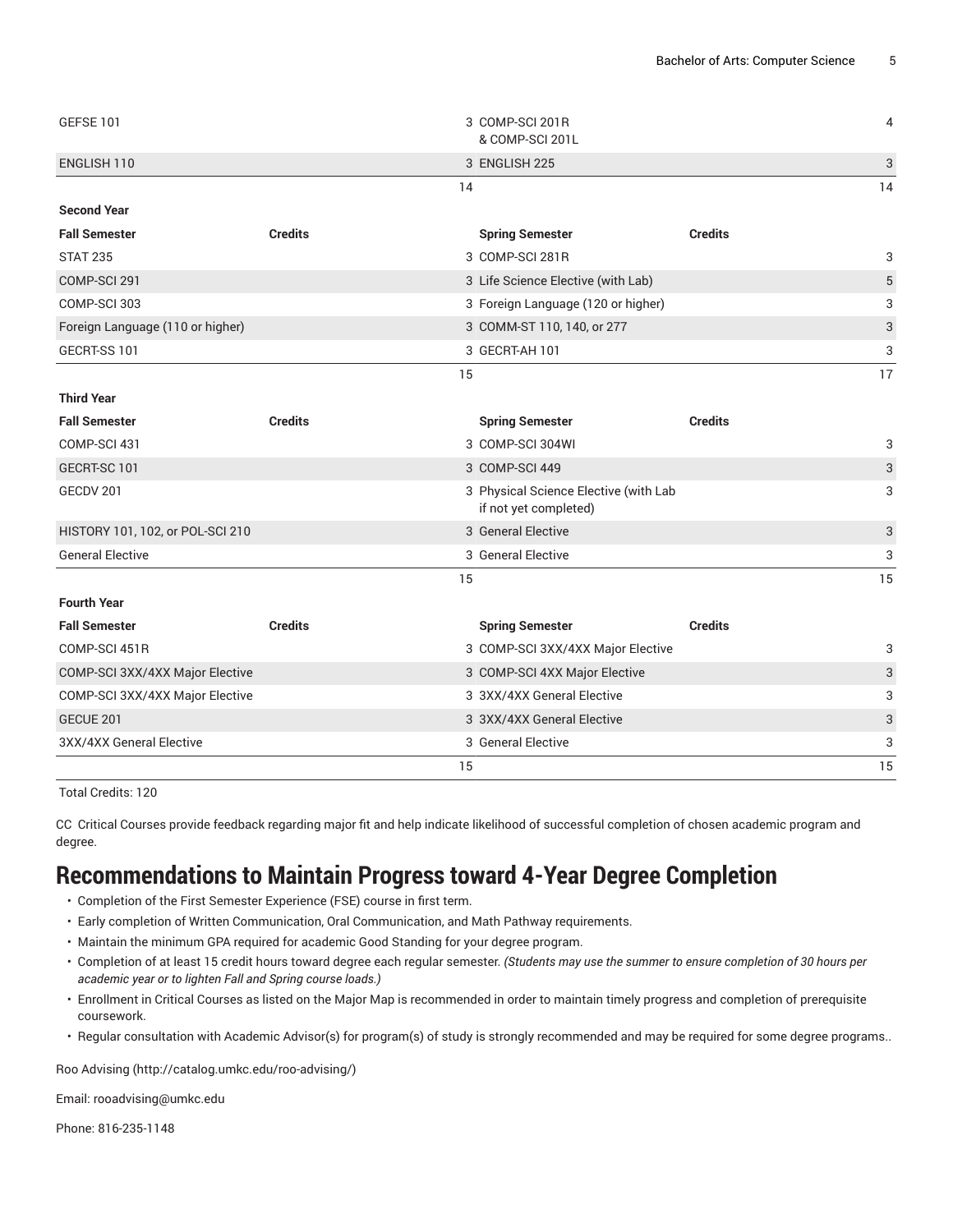| | | | |
|---|---|---|---|
| GEFSE 101 | 3 | COMP-SCI 201R & COMP-SCI 201L | 4 |
| ENGLISH 110 | 3 | ENGLISH 225 | 3 |
| | 14 | | 14 |
| **Second Year** | | | |
| **Fall Semester** | **Credits** | **Spring Semester** | **Credits** |
| STAT 235 | 3 | COMP-SCI 281R | 3 |
| COMP-SCI 291 | 3 | Life Science Elective (with Lab) | 5 |
| COMP-SCI 303 | 3 | Foreign Language (120 or higher) | 3 |
| Foreign Language (110 or higher) | 3 | COMM-ST 110, 140, or 277 | 3 |
| GECRT-SS 101 | 3 | GECRT-AH 101 | 3 |
| | 15 | | 17 |
| **Third Year** | | | |
| **Fall Semester** | **Credits** | **Spring Semester** | **Credits** |
| COMP-SCI 431 | 3 | COMP-SCI 304WI | 3 |
| GECRT-SC 101 | 3 | COMP-SCI 449 | 3 |
| GECDV 201 | 3 | Physical Science Elective (with Lab if not yet completed) | 3 |
| HISTORY 101, 102, or POL-SCI 210 | 3 | General Elective | 3 |
| General Elective | 3 | General Elective | 3 |
| | 15 | | 15 |
| **Fourth Year** | | | |
| **Fall Semester** | **Credits** | **Spring Semester** | **Credits** |
| COMP-SCI 451R | 3 | COMP-SCI 3XX/4XX Major Elective | 3 |
| COMP-SCI 3XX/4XX Major Elective | 3 | COMP-SCI 4XX Major Elective | 3 |
| COMP-SCI 3XX/4XX Major Elective | 3 | 3XX/4XX General Elective | 3 |
| GECUE 201 | 3 | 3XX/4XX General Elective | 3 |
| 3XX/4XX General Elective | 3 | General Elective | 3 |
| | 15 | | 15 |

Total Credits: 120

CC Critical Courses provide feedback regarding major fit and help indicate likelihood of successful completion of chosen academic program and degree.

## Recommendations to Maintain Progress toward 4-Year Degree Completion

- Completion of the First Semester Experience (FSE) course in first term.
- Early completion of Written Communication, Oral Communication, and Math Pathway requirements.
- Maintain the minimum GPA required for academic Good Standing for your degree program.
- Completion of at least 15 credit hours toward degree each regular semester. *(Students may use the summer to ensure completion of 30 hours per academic year or to lighten Fall and Spring course loads.)*
- Enrollment in Critical Courses as listed on the Major Map is recommended in order to maintain timely progress and completion of prerequisite coursework.
- Regular consultation with Academic Advisor(s) for program(s) of study is strongly recommended and may be required for some degree programs..

Roo Advising (http://catalog.umkc.edu/roo-advising/)

Email: rooadvising@umkc.edu

Phone: 816-235-1148